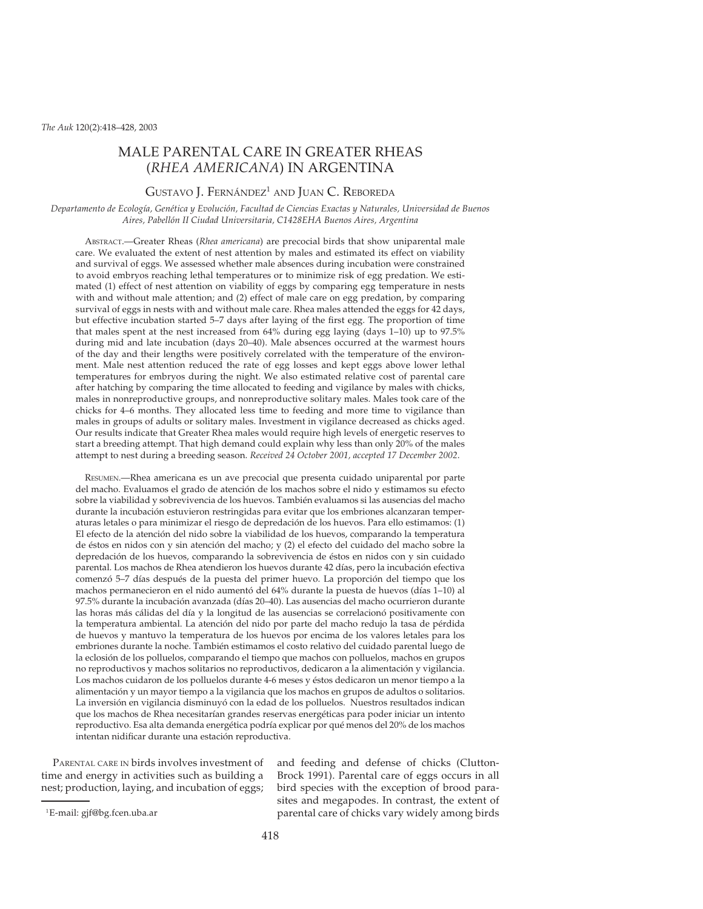# MALE PARENTAL CARE IN GREATER RHEAS (*RHEA AMERICANA*) IN ARGENTINA

Gustavo J. Fernández[1] and Juan C. Reboreda

*Departamento de Ecología, Genética y Evolución, Facultad de Ciencias Exactas y Naturales, Universidad de Buenos Aires, Pabellón II Ciudad Universitaria, C1428EHA Buenos Aires, Argentina*

Abstract.—Greater Rheas (*Rhea americana*) are precocial birds that show uniparental male care. We evaluated the extent of nest attention by males and estimated its effect on viability and survival of eggs. We assessed whether male absences during incubation were constrained to avoid embryos reaching lethal temperatures or to minimize risk of egg predation. We estimated (1) effect of nest attention on viability of eggs by comparing egg temperature in nests with and without male attention; and (2) effect of male care on egg predation, by comparing survival of eggs in nests with and without male care. Rhea males attended the eggs for 42 days, but effective incubation started 5–7 days after laying of the first egg. The proportion of time that males spent at the nest increased from 64% during egg laying (days 1–10) up to 97.5% during mid and late incubation (days 20–40). Male absences occurred at the warmest hours of the day and their lengths were positively correlated with the temperature of the environment. Male nest attention reduced the rate of egg losses and kept eggs above lower lethal temperatures for embryos during the night. We also estimated relative cost of parental care after hatching by comparing the time allocated to feeding and vigilance by males with chicks, males in nonreproductive groups, and nonreproductive solitary males. Males took care of the chicks for 4–6 months. They allocated less time to feeding and more time to vigilance than males in groups of adults or solitary males. Investment in vigilance decreased as chicks aged. Our results indicate that Greater Rhea males would require high levels of energetic reserves to start a breeding attempt. That high demand could explain why less than only 20% of the males attempt to nest during a breeding season. *Received 24 October 2001, accepted 17 December 2002.*

Resumen.—Rhea americana es un ave precocial que presenta cuidado uniparental por parte del macho. Evaluamos el grado de atención de los machos sobre el nido y estimamos su efecto sobre la viabilidad y sobrevivencia de los huevos. También evaluamos si las ausencias del macho durante la incubación estuvieron restringidas para evitar que los embriones alcanzaran temperaturas letales o para minimizar el riesgo de depredación de los huevos. Para ello estimamos: (1) El efecto de la atención del nido sobre la viabilidad de los huevos, comparando la temperatura de éstos en nidos con y sin atención del macho; y (2) el efecto del cuidado del macho sobre la depredación de los huevos, comparando la sobrevivencia de éstos en nidos con y sin cuidado parental. Los machos de Rhea atendieron los huevos durante 42 días, pero la incubación efectiva comenzó 5–7 días después de la puesta del primer huevo. La proporción del tiempo que los machos permanecieron en el nido aumentó del 64% durante la puesta de huevos (días 1–10) al 97.5% durante la incubación avanzada (días 20–40). Las ausencias del macho ocurrieron durante las horas más cálidas del día y la longitud de las ausencias se correlacionó positivamente con la temperatura ambiental. La atención del nido por parte del macho redujo la tasa de pérdida de huevos y mantuvo la temperatura de los huevos por encima de los valores letales para los embriones durante la noche. También estimamos el costo relativo del cuidado parental luego de la eclosión de los polluelos, comparando el tiempo que machos con polluelos, machos en grupos no reproductivos y machos solitarios no reproductivos, dedicaron a la alimentación y vigilancia. Los machos cuidaron de los polluelos durante 4-6 meses y éstos dedicaron un menor tiempo a la alimentación y un mayor tiempo a la vigilancia que los machos en grupos de adultos o solitarios. La inversión en vigilancia disminuyó con la edad de los polluelos. Nuestros resultados indican que los machos de Rhea necesitarían grandes reservas energéticas para poder iniciar un intento reproductivo. Esa alta demanda energética podría explicar por qué menos del 20% de los machos intentan nidificar durante una estación reproductiva.

Parental care in birds involves investment of time and energy in activities such as building a nest; production, laying, and incubation of eggs; and feeding and defense of chicks (Clutton-Brock 1991). Parental care of eggs occurs in all bird species with the exception of brood parasites and megapodes. In contrast, the extent of parental care of chicks vary widely among birds

[1]E-mail: gjf@bg.fcen.uba.ar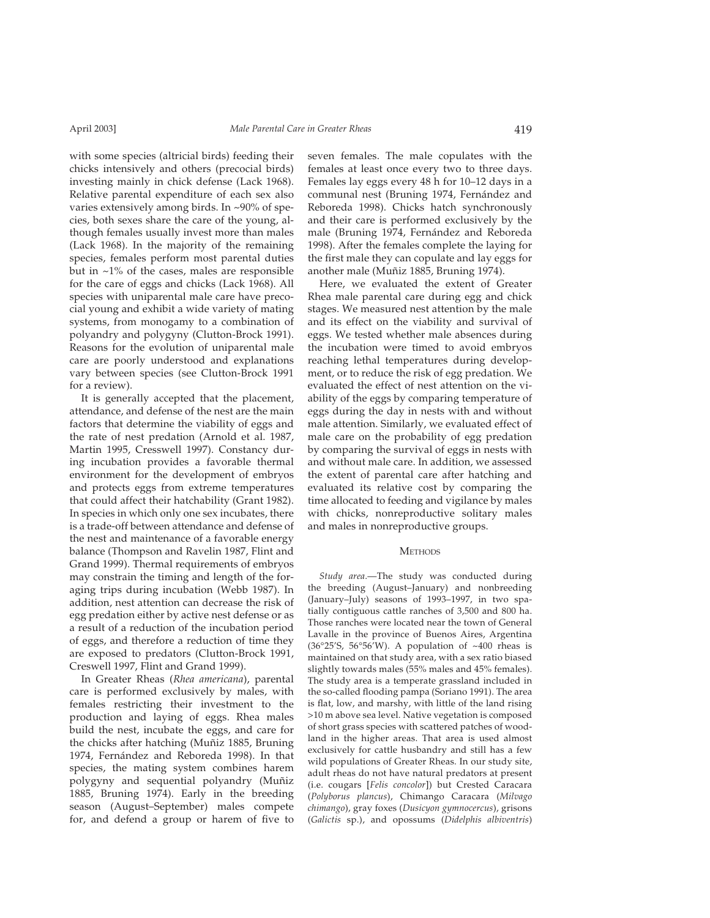with some species (altricial birds) feeding their chicks intensively and others (precocial birds) investing mainly in chick defense (Lack 1968). Relative parental expenditure of each sex also varies extensively among birds. In ~90% of species, both sexes share the care of the young, although females usually invest more than males (Lack 1968). In the majority of the remaining species, females perform most parental duties but in ~1% of the cases, males are responsible for the care of eggs and chicks (Lack 1968). All species with uniparental male care have precocial young and exhibit a wide variety of mating systems, from monogamy to a combination of polyandry and polygyny (Clutton-Brock 1991). Reasons for the evolution of uniparental male care are poorly understood and explanations vary between species (see Clutton-Brock 1991 for a review).

It is generally accepted that the placement, attendance, and defense of the nest are the main factors that determine the viability of eggs and the rate of nest predation (Arnold et al. 1987, Martin 1995, Cresswell 1997). Constancy during incubation provides a favorable thermal environment for the development of embryos and protects eggs from extreme temperatures that could affect their hatchability (Grant 1982). In species in which only one sex incubates, there is a trade-off between attendance and defense of the nest and maintenance of a favorable energy balance (Thompson and Ravelin 1987, Flint and Grand 1999). Thermal requirements of embryos may constrain the timing and length of the foraging trips during incubation (Webb 1987). In addition, nest attention can decrease the risk of egg predation either by active nest defense or as a result of a reduction of the incubation period of eggs, and therefore a reduction of time they are exposed to predators (Clutton-Brock 1991, Creswell 1997, Flint and Grand 1999).

In Greater Rheas (*Rhea americana*), parental care is performed exclusively by males, with females restricting their investment to the production and laying of eggs. Rhea males build the nest, incubate the eggs, and care for the chicks after hatching (Muñiz 1885, Bruning 1974, Fernández and Reboreda 1998). In that species, the mating system combines harem polygyny and sequential polyandry (Muñiz 1885, Bruning 1974). Early in the breeding season (August–September) males compete for, and defend a group or harem of five to seven females. The male copulates with the females at least once every two to three days. Females lay eggs every 48 h for 10–12 days in a communal nest (Bruning 1974, Fernández and Reboreda 1998). Chicks hatch synchronously and their care is performed exclusively by the male (Bruning 1974, Fernández and Reboreda 1998). After the females complete the laying for the first male they can copulate and lay eggs for another male (Muñiz 1885, Bruning 1974).

Here, we evaluated the extent of Greater Rhea male parental care during egg and chick stages. We measured nest attention by the male and its effect on the viability and survival of eggs. We tested whether male absences during the incubation were timed to avoid embryos reaching lethal temperatures during development, or to reduce the risk of egg predation. We evaluated the effect of nest attention on the viability of the eggs by comparing temperature of eggs during the day in nests with and without male attention. Similarly, we evaluated effect of male care on the probability of egg predation by comparing the survival of eggs in nests with and without male care. In addition, we assessed the extent of parental care after hatching and evaluated its relative cost by comparing the time allocated to feeding and vigilance by males with chicks, nonreproductive solitary males and males in nonreproductive groups.

## Methods

*Study area.*—The study was conducted during the breeding (August–January) and nonbreeding (January–July) seasons of 1993–1997, in two spatially contiguous cattle ranches of 3,500 and 800 ha. Those ranches were located near the town of General Lavalle in the province of Buenos Aires, Argentina (36°25′S, 56°56′W). A population of ~400 rheas is maintained on that study area, with a sex ratio biased slightly towards males (55% males and 45% females). The study area is a temperate grassland included in the so-called flooding pampa (Soriano 1991). The area is flat, low, and marshy, with little of the land rising >10 m above sea level. Native vegetation is composed of short grass species with scattered patches of woodland in the higher areas. That area is used almost exclusively for cattle husbandry and still has a few wild populations of Greater Rheas. In our study site, adult rheas do not have natural predators at present (i.e. cougars [*Felis concolor*]) but Crested Caracara (*Polyborus plancus*), Chimango Caracara (*Milvago chimango*), gray foxes (*Dusicyon gymnocercus*), grisons (*Galictis* sp.), and opossums (*Didelphis albiventris*)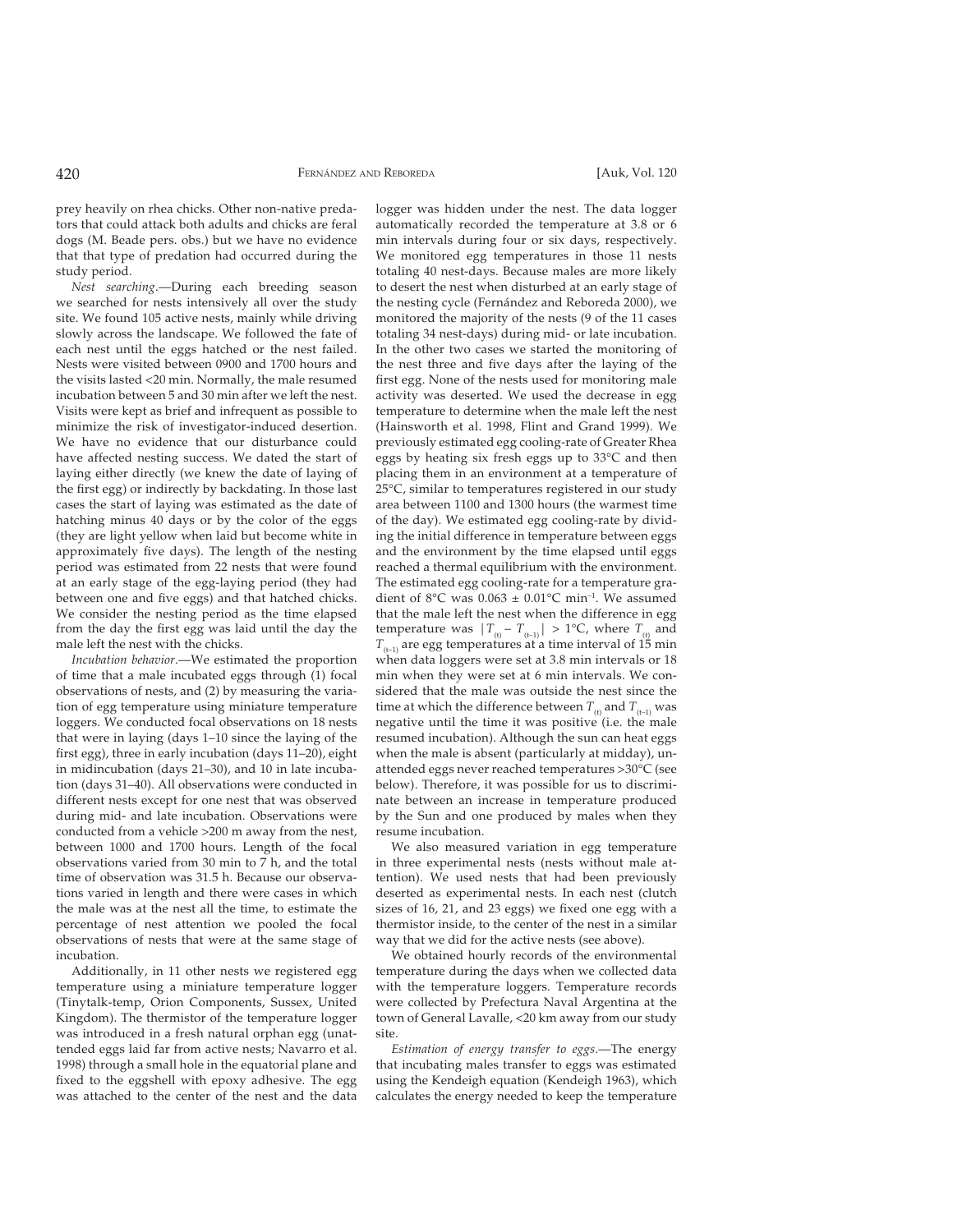prey heavily on rhea chicks. Other non-native predators that could attack both adults and chicks are feral dogs (M. Beade pers. obs.) but we have no evidence that that type of predation had occurred during the study period.

*Nest searching*.—During each breeding season we searched for nests intensively all over the study site. We found 105 active nests, mainly while driving slowly across the landscape. We followed the fate of each nest until the eggs hatched or the nest failed. Nests were visited between 0900 and 1700 hours and the visits lasted <20 min. Normally, the male resumed incubation between 5 and 30 min after we left the nest. Visits were kept as brief and infrequent as possible to minimize the risk of investigator-induced desertion. We have no evidence that our disturbance could have affected nesting success. We dated the start of laying either directly (we knew the date of laying of the first egg) or indirectly by backdating. In those last cases the start of laying was estimated as the date of hatching minus 40 days or by the color of the eggs (they are light yellow when laid but become white in approximately five days). The length of the nesting period was estimated from 22 nests that were found at an early stage of the egg-laying period (they had between one and five eggs) and that hatched chicks. We consider the nesting period as the time elapsed from the day the first egg was laid until the day the male left the nest with the chicks.

*Incubation behavior*.—We estimated the proportion of time that a male incubated eggs through (1) focal observations of nests, and (2) by measuring the variation of egg temperature using miniature temperature loggers. We conducted focal observations on 18 nests that were in laying (days 1–10 since the laying of the first egg), three in early incubation (days 11–20), eight in midincubation (days 21–30), and 10 in late incubation (days 31–40). All observations were conducted in different nests except for one nest that was observed during mid- and late incubation. Observations were conducted from a vehicle >200 m away from the nest, between 1000 and 1700 hours. Length of the focal observations varied from 30 min to 7 h, and the total time of observation was 31.5 h. Because our observations varied in length and there were cases in which the male was at the nest all the time, to estimate the percentage of nest attention we pooled the focal observations of nests that were at the same stage of incubation.

Additionally, in 11 other nests we registered egg temperature using a miniature temperature logger (Tinytalk-temp, Orion Components, Sussex, United Kingdom). The thermistor of the temperature logger was introduced in a fresh natural orphan egg (unattended eggs laid far from active nests; Navarro et al. 1998) through a small hole in the equatorial plane and fixed to the eggshell with epoxy adhesive. The egg was attached to the center of the nest and the data logger was hidden under the nest. The data logger automatically recorded the temperature at 3.8 or 6 min intervals during four or six days, respectively. We monitored egg temperatures in those 11 nests totaling 40 nest-days. Because males are more likely to desert the nest when disturbed at an early stage of the nesting cycle (Fernández and Reboreda 2000), we monitored the majority of the nests (9 of the 11 cases totaling 34 nest-days) during mid- or late incubation. In the other two cases we started the monitoring of the nest three and five days after the laying of the first egg. None of the nests used for monitoring male activity was deserted. We used the decrease in egg temperature to determine when the male left the nest (Hainsworth et al. 1998, Flint and Grand 1999). We previously estimated egg cooling-rate of Greater Rhea eggs by heating six fresh eggs up to 33°C and then placing them in an environment at a temperature of 25°C, similar to temperatures registered in our study area between 1100 and 1300 hours (the warmest time of the day). We estimated egg cooling-rate by dividing the initial difference in temperature between eggs and the environment by the time elapsed until eggs reached a thermal equilibrium with the environment. The estimated egg cooling-rate for a temperature gradient of 8°C was $0.063 \pm 0.01$°C min$^{-1}$. We assumed that the male left the nest when the difference in egg temperature was $|T_{(t)} - T_{(t-1)}| > 1$°C, where $T_{(t)}$ and $T_{(t-1)}$ are egg temperatures at a time interval of 15 min when data loggers were set at 3.8 min intervals or 18 min when they were set at 6 min intervals. We considered that the male was outside the nest since the time at which the difference between $T_{(t)}$ and $T_{(t-1)}$ was negative until the time it was positive (i.e. the male resumed incubation). Although the sun can heat eggs when the male is absent (particularly at midday), unattended eggs never reached temperatures >30°C (see below). Therefore, it was possible for us to discriminate between an increase in temperature produced by the Sun and one produced by males when they resume incubation.

We also measured variation in egg temperature in three experimental nests (nests without male attention). We used nests that had been previously deserted as experimental nests. In each nest (clutch sizes of 16, 21, and 23 eggs) we fixed one egg with a thermistor inside, to the center of the nest in a similar way that we did for the active nests (see above).

We obtained hourly records of the environmental temperature during the days when we collected data with the temperature loggers. Temperature records were collected by Prefectura Naval Argentina at the town of General Lavalle, <20 km away from our study site.

*Estimation of energy transfer to eggs*.—The energy that incubating males transfer to eggs was estimated using the Kendeigh equation (Kendeigh 1963), which calculates the energy needed to keep the temperature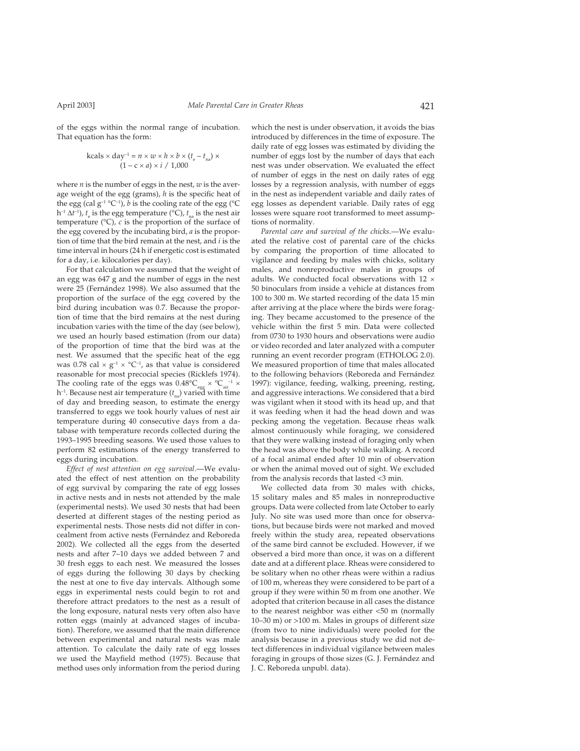of the eggs within the normal range of incubation. That equation has the form:

$$\text{kcals} \times \text{day}^{-1} = n \times w \times h \times b \times (t_e - t_{na}) \times (1 - c \times a) \times i \;/\; 1{,}000$$

where $n$ is the number of eggs in the nest, $w$ is the average weight of the egg (grams), $h$ is the specific heat of the egg (cal $g^{-1}$ °$C^{-1}$), $b$ is the cooling rate of the egg (°C $h^{-1}$ $\Delta t^{-1}$), $t_e$ is the egg temperature (°C), $t_{na}$ is the nest air temperature (°C), $c$ is the proportion of the surface of the egg covered by the incubating bird, $a$ is the proportion of time that the bird remain at the nest, and $i$ is the time interval in hours (24 h if energetic cost is estimated for a day, i.e. kilocalories per day).

For that calculation we assumed that the weight of an egg was 647 g and the number of eggs in the nest were 25 (Fernández 1998). We also assumed that the proportion of the surface of the egg covered by the bird during incubation was 0.7. Because the proportion of time that the bird remains at the nest during incubation varies with the time of the day (see below), we used an hourly based estimation (from our data) of the proportion of time that the bird was at the nest. We assumed that the specific heat of the egg was 0.78 cal $\times$ $g^{-1}$ $\times$ °$C^{-1}$, as that value is considered reasonable for most precocial species (Ricklefs 1974). The cooling rate of the eggs was 0.48°$C_{egg}$ $\times$ °$C_{air}^{-1}$ $\times$ $h^{-1}$. Because nest air temperature ($t_{na}$) varied with time of day and breeding season, to estimate the energy transferred to eggs we took hourly values of nest air temperature during 40 consecutive days from a database with temperature records collected during the 1993–1995 breeding seasons. We used those values to perform 82 estimations of the energy transferred to eggs during incubation.

*Effect of nest attention on egg survival*.—We evaluated the effect of nest attention on the probability of egg survival by comparing the rate of egg losses in active nests and in nests not attended by the male (experimental nests). We used 30 nests that had been deserted at different stages of the nesting period as experimental nests. Those nests did not differ in concealment from active nests (Fernández and Reboreda 2002). We collected all the eggs from the deserted nests and after 7–10 days we added between 7 and 30 fresh eggs to each nest. We measured the losses of eggs during the following 30 days by checking the nest at one to five day intervals. Although some eggs in experimental nests could begin to rot and therefore attract predators to the nest as a result of the long exposure, natural nests very often also have rotten eggs (mainly at advanced stages of incubation). Therefore, we assumed that the main difference between experimental and natural nests was male attention. To calculate the daily rate of egg losses we used the Mayfield method (1975). Because that method uses only information from the period during which the nest is under observation, it avoids the bias introduced by differences in the time of exposure. The daily rate of egg losses was estimated by dividing the number of eggs lost by the number of days that each nest was under observation. We evaluated the effect of number of eggs in the nest on daily rates of egg losses by a regression analysis, with number of eggs in the nest as independent variable and daily rates of egg losses as dependent variable. Daily rates of egg losses were square root transformed to meet assumptions of normality.

*Parental care and survival of the chicks*.—We evaluated the relative cost of parental care of the chicks by comparing the proportion of time allocated to vigilance and feeding by males with chicks, solitary males, and nonreproductive males in groups of adults. We conducted focal observations with 12 $\times$ 50 binoculars from inside a vehicle at distances from 100 to 300 m. We started recording of the data 15 min after arriving at the place where the birds were foraging. They became accustomed to the presence of the vehicle within the first 5 min. Data were collected from 0730 to 1930 hours and observations were audio or video recorded and later analyzed with a computer running an event recorder program (ETHOLOG 2.0). We measured proportion of time that males allocated to the following behaviors (Reboreda and Fernández 1997): vigilance, feeding, walking, preening, resting, and aggressive interactions. We considered that a bird was vigilant when it stood with its head up, and that it was feeding when it had the head down and was pecking among the vegetation. Because rheas walk almost continuously while foraging, we considered that they were walking instead of foraging only when the head was above the body while walking. A record of a focal animal ended after 10 min of observation or when the animal moved out of sight. We excluded from the analysis records that lasted <3 min.

We collected data from 30 males with chicks, 15 solitary males and 85 males in nonreproductive groups. Data were collected from late October to early July. No site was used more than once for observations, but because birds were not marked and moved freely within the study area, repeated observations of the same bird cannot be excluded. However, if we observed a bird more than once, it was on a different date and at a different place. Rheas were considered to be solitary when no other rheas were within a radius of 100 m, whereas they were considered to be part of a group if they were within 50 m from one another. We adopted that criterion because in all cases the distance to the nearest neighbor was either <50 m (normally 10–30 m) or >100 m. Males in groups of different size (from two to nine individuals) were pooled for the analysis because in a previous study we did not detect differences in individual vigilance between males foraging in groups of those sizes (G. J. Fernández and J. C. Reboreda unpubl. data).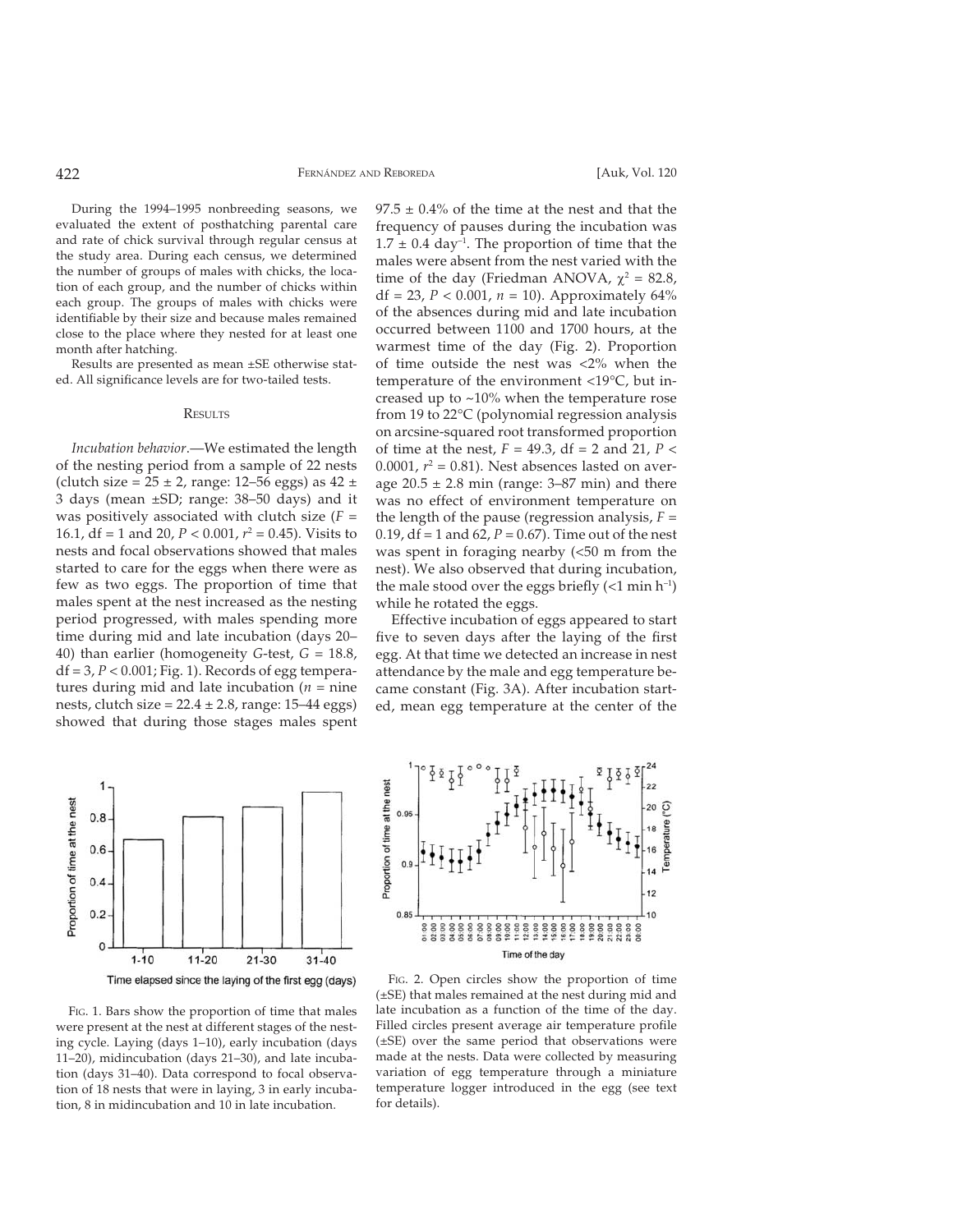During the 1994–1995 nonbreeding seasons, we evaluated the extent of posthatching parental care and rate of chick survival through regular census at the study area. During each census, we determined the number of groups of males with chicks, the location of each group, and the number of chicks within each group. The groups of males with chicks were identifiable by their size and because males remained close to the place where they nested for at least one month after hatching.

Results are presented as mean ±SE otherwise stated. All significance levels are for two-tailed tests.

## Results

*Incubation behavior.*—We estimated the length of the nesting period from a sample of 22 nests (clutch size = 25 ± 2, range: 12–56 eggs) as 42 ± 3 days (mean ±SD; range: 38–50 days) and it was positively associated with clutch size ($F$ = 16.1, df = 1 and 20, $P < 0.001$, $r^2 = 0.45$). Visits to nests and focal observations showed that males started to care for the eggs when there were as few as two eggs. The proportion of time that males spent at the nest increased as the nesting period progressed, with males spending more time during mid and late incubation (days 20–40) than earlier (homogeneity $G$-test, $G$ = 18.8, df = 3, $P < 0.001$; Fig. 1). Records of egg temperatures during mid and late incubation ($n$ = nine nests, clutch size = 22.4 ± 2.8, range: 15–44 eggs) showed that during those stages males spent 97.5 ± 0.4% of the time at the nest and that the frequency of pauses during the incubation was 1.7 ± 0.4 day$^{-1}$. The proportion of time that the males were absent from the nest varied with the time of the day (Friedman ANOVA, $\chi^2$ = 82.8, df = 23, $P < 0.001$, $n$ = 10). Approximately 64% of the absences during mid and late incubation occurred between 1100 and 1700 hours, at the warmest time of the day (Fig. 2). Proportion of time outside the nest was <2% when the temperature of the environment <19°C, but increased up to ~10% when the temperature rose from 19 to 22°C (polynomial regression analysis on arcsine-squared root transformed proportion of time at the nest, $F$ = 49.3, df = 2 and 21, $P <$ 0.0001, $r^2 = 0.81$). Nest absences lasted on average 20.5 ± 2.8 min (range: 3–87 min) and there was no effect of environment temperature on the length of the pause (regression analysis, $F$ = 0.19, df = 1 and 62, $P = 0.67$). Time out of the nest was spent in foraging nearby (<50 m from the nest). We also observed that during incubation, the male stood over the eggs briefly (<1 min h$^{-1}$) while he rotated the eggs.

Effective incubation of eggs appeared to start five to seven days after the laying of the first egg. At that time we detected an increase in nest attendance by the male and egg temperature became constant (Fig. 3A). After incubation started, mean egg temperature at the center of the

Fig. 1. Bars show the proportion of time that males were present at the nest at different stages of the nesting cycle. Laying (days 1–10), early incubation (days 11–20), midincubation (days 21–30), and late incubation (days 31–40). Data correspond to focal observation of 18 nests that were in laying, 3 in early incubation, 8 in midincubation and 10 in late incubation.

Fig. 2. Open circles show the proportion of time (±SE) that males remained at the nest during mid and late incubation as a function of the time of the day. Filled circles present average air temperature profile (±SE) over the same period that observations were made at the nests. Data were collected by measuring variation of egg temperature through a miniature temperature logger introduced in the egg (see text for details).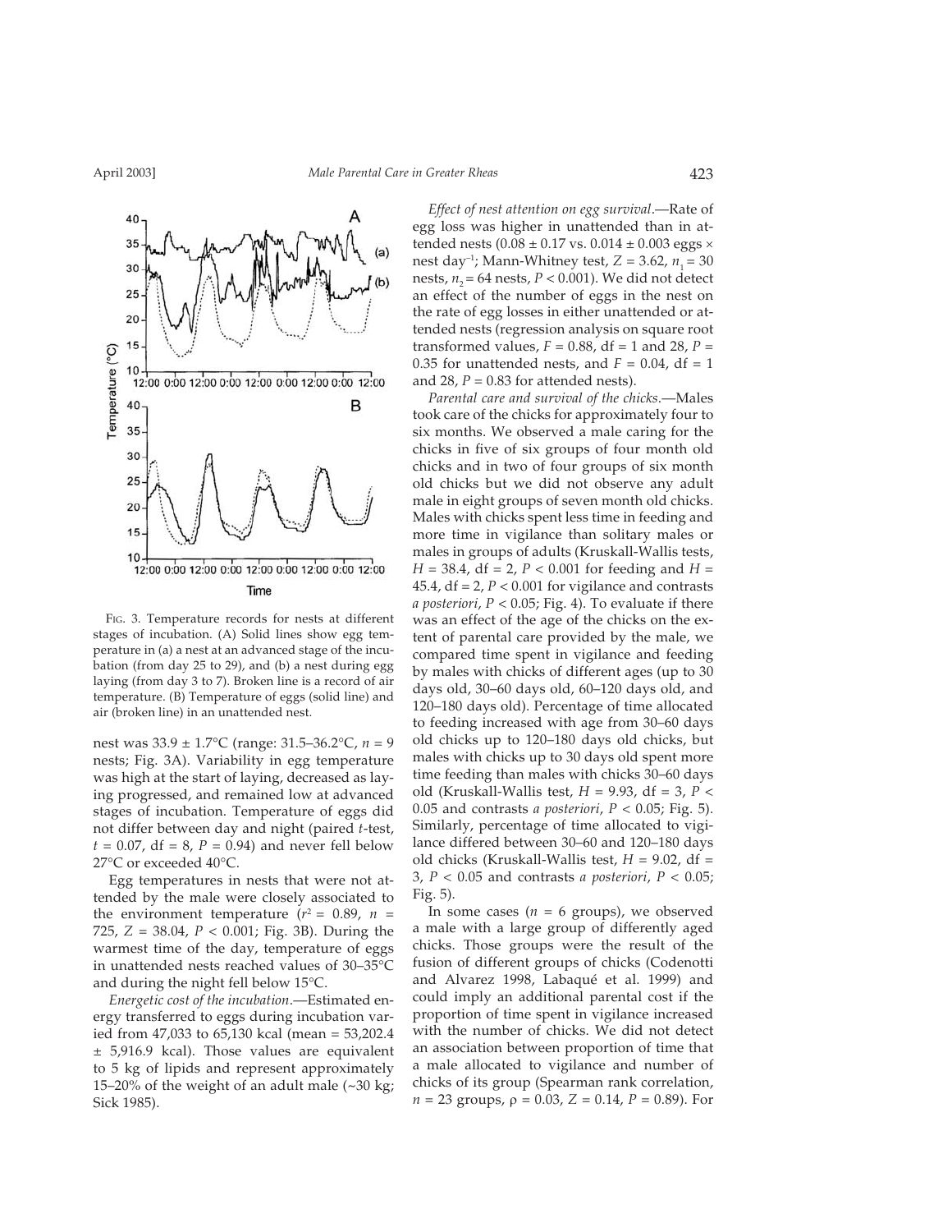FIG. 3. Temperature records for nests at different stages of incubation. (A) Solid lines show egg temperature in (a) a nest at an advanced stage of the incubation (from day 25 to 29), and (b) a nest during egg laying (from day 3 to 7). Broken line is a record of air temperature. (B) Temperature of eggs (solid line) and air (broken line) in an unattended nest.

nest was 33.9 ± 1.7°C (range: 31.5–36.2°C, $n$ = 9 nests; Fig. 3A). Variability in egg temperature was high at the start of laying, decreased as laying progressed, and remained low at advanced stages of incubation. Temperature of eggs did not differ between day and night (paired $t$-test, $t$ = 0.07, df = 8, $P$ = 0.94) and never fell below 27°C or exceeded 40°C.

Egg temperatures in nests that were not attended by the male were closely associated to the environment temperature ($r^2$ = 0.89, $n$ = 725, $Z$ = 38.04, $P$ < 0.001; Fig. 3B). During the warmest time of the day, temperature of eggs in unattended nests reached values of 30–35°C and during the night fell below 15°C.

*Energetic cost of the incubation.*—Estimated energy transferred to eggs during incubation varied from 47,033 to 65,130 kcal (mean = 53,202.4 ± 5,916.9 kcal). Those values are equivalent to 5 kg of lipids and represent approximately 15–20% of the weight of an adult male (~30 kg; Sick 1985).

*Effect of nest attention on egg survival.*—Rate of egg loss was higher in unattended than in attended nests (0.08 ± 0.17 vs. 0.014 ± 0.003 eggs × nest day$^{-1}$; Mann-Whitney test, $Z$ = 3.62, $n_1$ = 30 nests, $n_2$ = 64 nests, $P$ < 0.001). We did not detect an effect of the number of eggs in the nest on the rate of egg losses in either unattended or attended nests (regression analysis on square root transformed values, $F$ = 0.88, df = 1 and 28, $P$ = 0.35 for unattended nests, and $F$ = 0.04, df = 1 and 28, $P$ = 0.83 for attended nests).

*Parental care and survival of the chicks.*—Males took care of the chicks for approximately four to six months. We observed a male caring for the chicks in five of six groups of four month old chicks and in two of four groups of six month old chicks but we did not observe any adult male in eight groups of seven month old chicks. Males with chicks spent less time in feeding and more time in vigilance than solitary males or males in groups of adults (Kruskall-Wallis tests, $H$ = 38.4, df = 2, $P$ < 0.001 for feeding and $H$ = 45.4, df = 2, $P$ < 0.001 for vigilance and contrasts *a posteriori*, $P$ < 0.05; Fig. 4). To evaluate if there was an effect of the age of the chicks on the extent of parental care provided by the male, we compared time spent in vigilance and feeding by males with chicks of different ages (up to 30 days old, 30–60 days old, 60–120 days old, and 120–180 days old). Percentage of time allocated to feeding increased with age from 30–60 days old chicks up to 120–180 days old chicks, but males with chicks up to 30 days old spent more time feeding than males with chicks 30–60 days old (Kruskall-Wallis test, $H$ = 9.93, df = 3, $P$ < 0.05 and contrasts *a posteriori*, $P$ < 0.05; Fig. 5). Similarly, percentage of time allocated to vigilance differed between 30–60 and 120–180 days old chicks (Kruskall-Wallis test, $H$ = 9.02, df = 3, $P$ < 0.05 and contrasts *a posteriori*, $P$ < 0.05; Fig. 5).

In some cases ($n$ = 6 groups), we observed a male with a large group of differently aged chicks. Those groups were the result of the fusion of different groups of chicks (Codenotti and Alvarez 1998, Labaqué et al. 1999) and could imply an additional parental cost if the proportion of time spent in vigilance increased with the number of chicks. We did not detect an association between proportion of time that a male allocated to vigilance and number of chicks of its group (Spearman rank correlation, $n$ = 23 groups, $\rho$ = 0.03, $Z$ = 0.14, $P$ = 0.89). For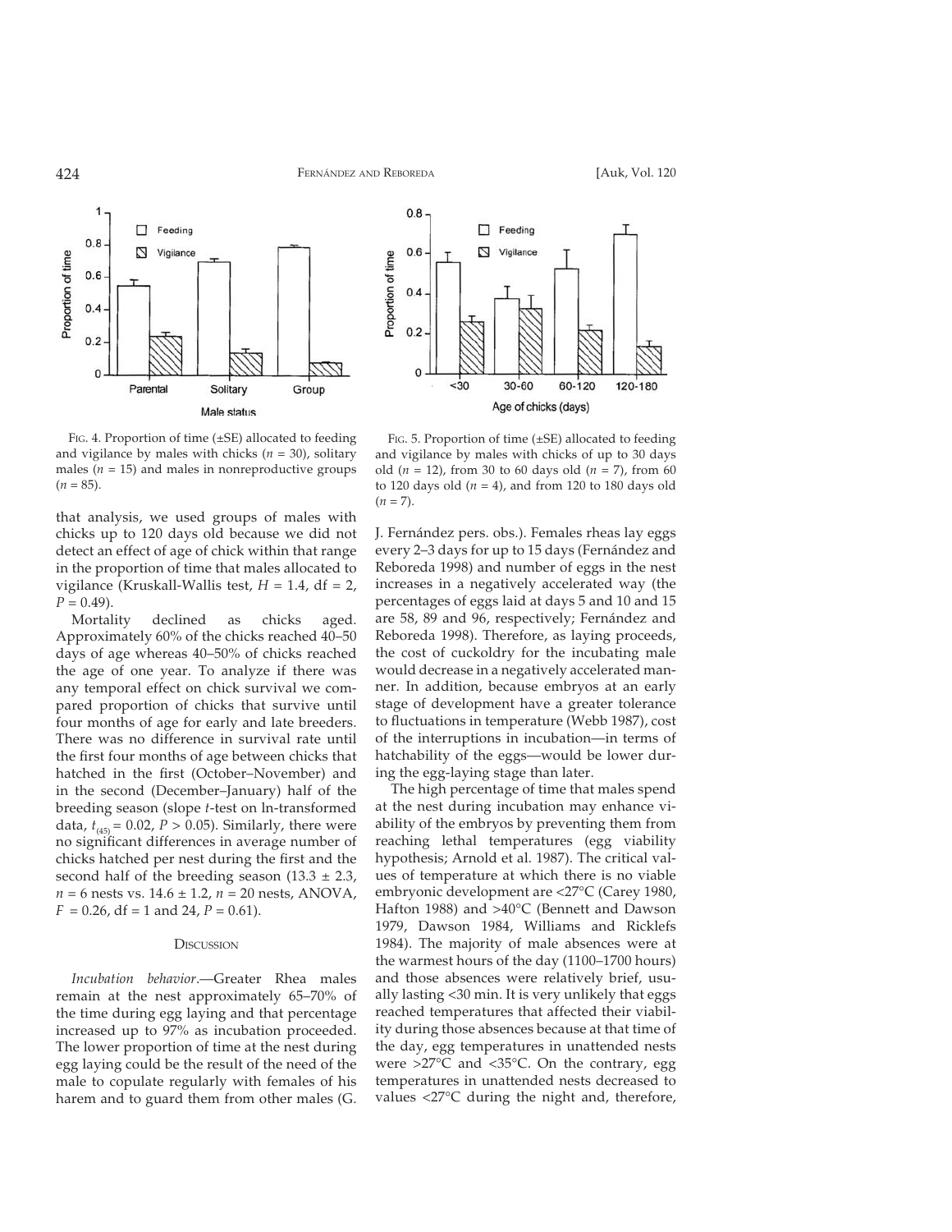FIG. 4. Proportion of time (±SE) allocated to feeding and vigilance by males with chicks ($n$ = 30), solitary males ($n$ = 15) and males in nonreproductive groups ($n$ = 85).

FIG. 5. Proportion of time (±SE) allocated to feeding and vigilance by males with chicks of up to 30 days old ($n$ = 12), from 30 to 60 days old ($n$ = 7), from 60 to 120 days old ($n$ = 4), and from 120 to 180 days old ($n$ = 7).

that analysis, we used groups of males with chicks up to 120 days old because we did not detect an effect of age of chick within that range in the proportion of time that males allocated to vigilance (Kruskall-Wallis test, $H$ = 1.4, df = 2, $P$ = 0.49).

Mortality declined as chicks aged. Approximately 60% of the chicks reached 40–50 days of age whereas 40–50% of chicks reached the age of one year. To analyze if there was any temporal effect on chick survival we compared proportion of chicks that survive until four months of age for early and late breeders. There was no difference in survival rate until the first four months of age between chicks that hatched in the first (October–November) and in the second (December–January) half of the breeding season (slope $t$-test on ln-transformed data, $t_{(45)}$ = 0.02, $P$ > 0.05). Similarly, there were no significant differences in average number of chicks hatched per nest during the first and the second half of the breeding season (13.3 ± 2.3, $n$ = 6 nests vs. 14.6 ± 1.2, $n$ = 20 nests, ANOVA, $F$ = 0.26, df = 1 and 24, $P$ = 0.61).

## DISCUSSION

*Incubation behavior*.—Greater Rhea males remain at the nest approximately 65–70% of the time during egg laying and that percentage increased up to 97% as incubation proceeded. The lower proportion of time at the nest during egg laying could be the result of the need of the male to copulate regularly with females of his harem and to guard them from other males (G. J. Fernández pers. obs.). Females rheas lay eggs every 2–3 days for up to 15 days (Fernández and Reboreda 1998) and number of eggs in the nest increases in a negatively accelerated way (the percentages of eggs laid at days 5 and 10 and 15 are 58, 89 and 96, respectively; Fernández and Reboreda 1998). Therefore, as laying proceeds, the cost of cuckoldry for the incubating male would decrease in a negatively accelerated manner. In addition, because embryos at an early stage of development have a greater tolerance to fluctuations in temperature (Webb 1987), cost of the interruptions in incubation—in terms of hatchability of the eggs—would be lower during the egg-laying stage than later.

The high percentage of time that males spend at the nest during incubation may enhance viability of the embryos by preventing them from reaching lethal temperatures (egg viability hypothesis; Arnold et al. 1987). The critical values of temperature at which there is no viable embryonic development are <27°C (Carey 1980, Hafton 1988) and >40°C (Bennett and Dawson 1979, Dawson 1984, Williams and Ricklefs 1984). The majority of male absences were at the warmest hours of the day (1100–1700 hours) and those absences were relatively brief, usually lasting <30 min. It is very unlikely that eggs reached temperatures that affected their viability during those absences because at that time of the day, egg temperatures in unattended nests were >27°C and <35°C. On the contrary, egg temperatures in unattended nests decreased to values <27°C during the night and, therefore,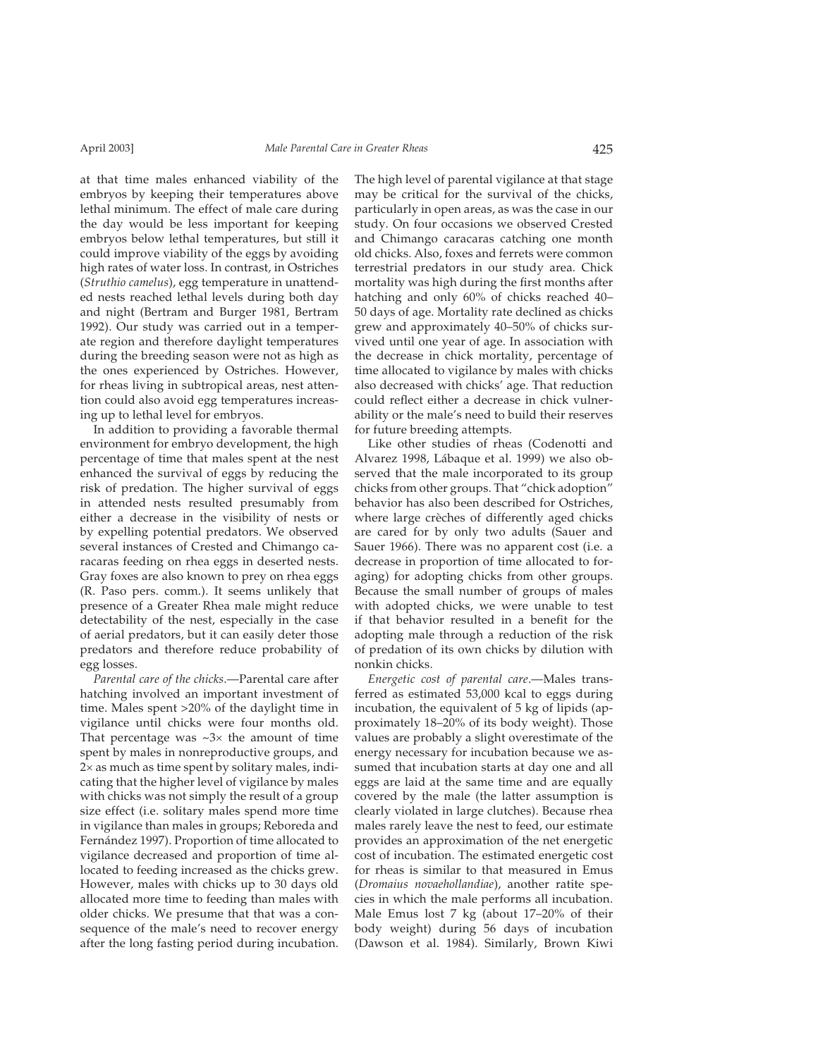at that time males enhanced viability of the embryos by keeping their temperatures above lethal minimum. The effect of male care during the day would be less important for keeping embryos below lethal temperatures, but still it could improve viability of the eggs by avoiding high rates of water loss. In contrast, in Ostriches (*Struthio camelus*), egg temperature in unattended nests reached lethal levels during both day and night (Bertram and Burger 1981, Bertram 1992). Our study was carried out in a temperate region and therefore daylight temperatures during the breeding season were not as high as the ones experienced by Ostriches. However, for rheas living in subtropical areas, nest attention could also avoid egg temperatures increasing up to lethal level for embryos.

In addition to providing a favorable thermal environment for embryo development, the high percentage of time that males spent at the nest enhanced the survival of eggs by reducing the risk of predation. The higher survival of eggs in attended nests resulted presumably from either a decrease in the visibility of nests or by expelling potential predators. We observed several instances of Crested and Chimango caracaras feeding on rhea eggs in deserted nests. Gray foxes are also known to prey on rhea eggs (R. Paso pers. comm.). It seems unlikely that presence of a Greater Rhea male might reduce detectability of the nest, especially in the case of aerial predators, but it can easily deter those predators and therefore reduce probability of egg losses.

*Parental care of the chicks*.—Parental care after hatching involved an important investment of time. Males spent >20% of the daylight time in vigilance until chicks were four months old. That percentage was ~3× the amount of time spent by males in nonreproductive groups, and 2× as much as time spent by solitary males, indicating that the higher level of vigilance by males with chicks was not simply the result of a group size effect (i.e. solitary males spend more time in vigilance than males in groups; Reboreda and Fernández 1997). Proportion of time allocated to vigilance decreased and proportion of time allocated to feeding increased as the chicks grew. However, males with chicks up to 30 days old allocated more time to feeding than males with older chicks. We presume that that was a consequence of the male's need to recover energy after the long fasting period during incubation. The high level of parental vigilance at that stage may be critical for the survival of the chicks, particularly in open areas, as was the case in our study. On four occasions we observed Crested and Chimango caracaras catching one month old chicks. Also, foxes and ferrets were common terrestrial predators in our study area. Chick mortality was high during the first months after hatching and only 60% of chicks reached 40–50 days of age. Mortality rate declined as chicks grew and approximately 40–50% of chicks survived until one year of age. In association with the decrease in chick mortality, percentage of time allocated to vigilance by males with chicks also decreased with chicks' age. That reduction could reflect either a decrease in chick vulnerability or the male's need to build their reserves for future breeding attempts.

Like other studies of rheas (Codenotti and Alvarez 1998, Lábaque et al. 1999) we also observed that the male incorporated to its group chicks from other groups. That "chick adoption" behavior has also been described for Ostriches, where large crèches of differently aged chicks are cared for by only two adults (Sauer and Sauer 1966). There was no apparent cost (i.e. a decrease in proportion of time allocated to foraging) for adopting chicks from other groups. Because the small number of groups of males with adopted chicks, we were unable to test if that behavior resulted in a benefit for the adopting male through a reduction of the risk of predation of its own chicks by dilution with nonkin chicks.

*Energetic cost of parental care*.—Males transferred as estimated 53,000 kcal to eggs during incubation, the equivalent of 5 kg of lipids (approximately 18–20% of its body weight). Those values are probably a slight overestimate of the energy necessary for incubation because we assumed that incubation starts at day one and all eggs are laid at the same time and are equally covered by the male (the latter assumption is clearly violated in large clutches). Because rhea males rarely leave the nest to feed, our estimate provides an approximation of the net energetic cost of incubation. The estimated energetic cost for rheas is similar to that measured in Emus (*Dromaius novaehollandiae*), another ratite species in which the male performs all incubation. Male Emus lost 7 kg (about 17–20% of their body weight) during 56 days of incubation (Dawson et al. 1984). Similarly, Brown Kiwi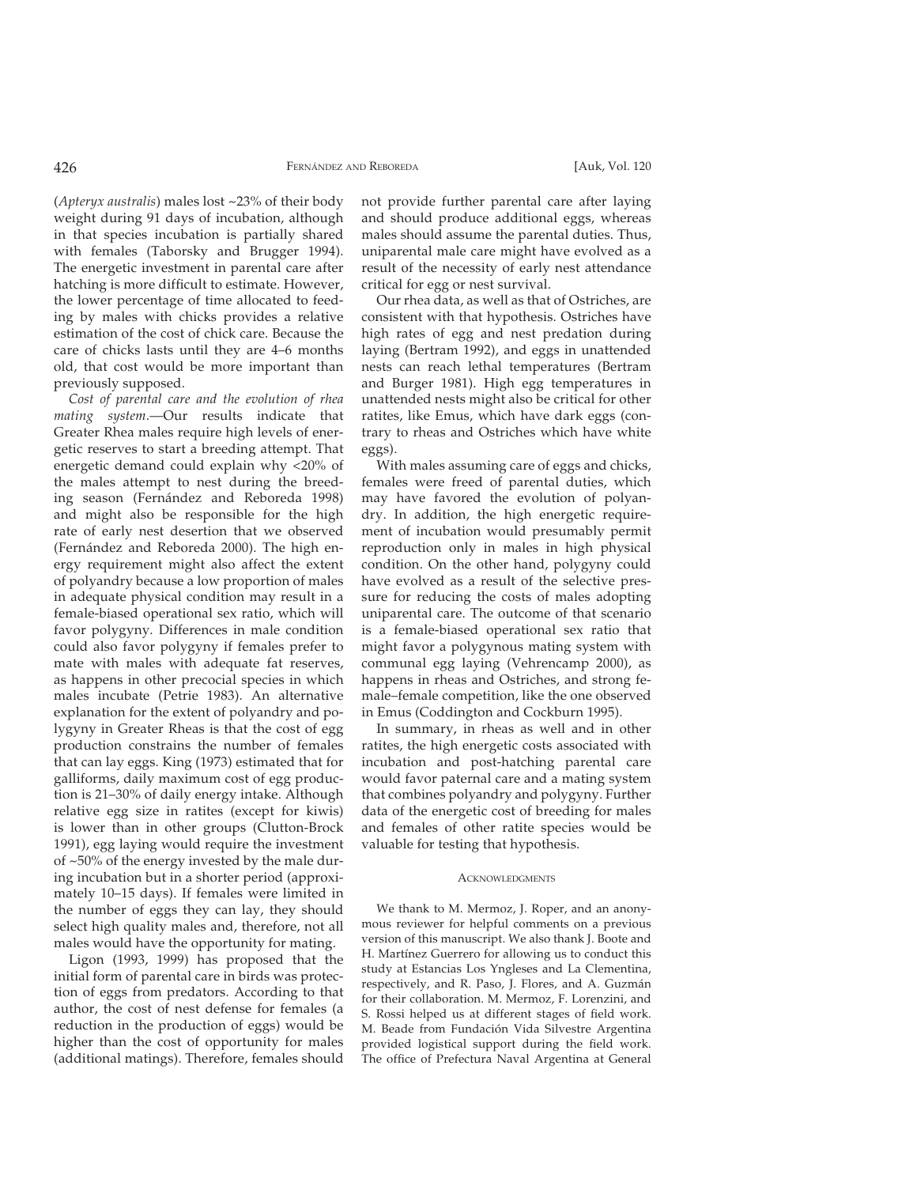(*Apteryx australis*) males lost ~23% of their body weight during 91 days of incubation, although in that species incubation is partially shared with females (Taborsky and Brugger 1994). The energetic investment in parental care after hatching is more difficult to estimate. However, the lower percentage of time allocated to feeding by males with chicks provides a relative estimation of the cost of chick care. Because the care of chicks lasts until they are 4–6 months old, that cost would be more important than previously supposed.

*Cost of parental care and the evolution of rhea mating system*.—Our results indicate that Greater Rhea males require high levels of energetic reserves to start a breeding attempt. That energetic demand could explain why <20% of the males attempt to nest during the breeding season (Fernández and Reboreda 1998) and might also be responsible for the high rate of early nest desertion that we observed (Fernández and Reboreda 2000). The high energy requirement might also affect the extent of polyandry because a low proportion of males in adequate physical condition may result in a female-biased operational sex ratio, which will favor polygyny. Differences in male condition could also favor polygyny if females prefer to mate with males with adequate fat reserves, as happens in other precocial species in which males incubate (Petrie 1983). An alternative explanation for the extent of polyandry and polygyny in Greater Rheas is that the cost of egg production constrains the number of females that can lay eggs. King (1973) estimated that for galliforms, daily maximum cost of egg production is 21–30% of daily energy intake. Although relative egg size in ratites (except for kiwis) is lower than in other groups (Clutton-Brock 1991), egg laying would require the investment of ~50% of the energy invested by the male during incubation but in a shorter period (approximately 10–15 days). If females were limited in the number of eggs they can lay, they should select high quality males and, therefore, not all males would have the opportunity for mating.

Ligon (1993, 1999) has proposed that the initial form of parental care in birds was protection of eggs from predators. According to that author, the cost of nest defense for females (a reduction in the production of eggs) would be higher than the cost of opportunity for males (additional matings). Therefore, females should not provide further parental care after laying and should produce additional eggs, whereas males should assume the parental duties. Thus, uniparental male care might have evolved as a result of the necessity of early nest attendance critical for egg or nest survival.

Our rhea data, as well as that of Ostriches, are consistent with that hypothesis. Ostriches have high rates of egg and nest predation during laying (Bertram 1992), and eggs in unattended nests can reach lethal temperatures (Bertram and Burger 1981). High egg temperatures in unattended nests might also be critical for other ratites, like Emus, which have dark eggs (contrary to rheas and Ostriches which have white eggs).

With males assuming care of eggs and chicks, females were freed of parental duties, which may have favored the evolution of polyandry. In addition, the high energetic requirement of incubation would presumably permit reproduction only in males in high physical condition. On the other hand, polygyny could have evolved as a result of the selective pressure for reducing the costs of males adopting uniparental care. The outcome of that scenario is a female-biased operational sex ratio that might favor a polygynous mating system with communal egg laying (Vehrencamp 2000), as happens in rheas and Ostriches, and strong female–female competition, like the one observed in Emus (Coddington and Cockburn 1995).

In summary, in rheas as well and in other ratites, the high energetic costs associated with incubation and post-hatching parental care would favor paternal care and a mating system that combines polyandry and polygyny. Further data of the energetic cost of breeding for males and females of other ratite species would be valuable for testing that hypothesis.

## Acknowledgments

We thank to M. Mermoz, J. Roper, and an anonymous reviewer for helpful comments on a previous version of this manuscript. We also thank J. Boote and H. Martínez Guerrero for allowing us to conduct this study at Estancias Los Yngleses and La Clementina, respectively, and R. Paso, J. Flores, and A. Guzmán for their collaboration. M. Mermoz, F. Lorenzini, and S. Rossi helped us at different stages of field work. M. Beade from Fundación Vida Silvestre Argentina provided logistical support during the field work. The office of Prefectura Naval Argentina at General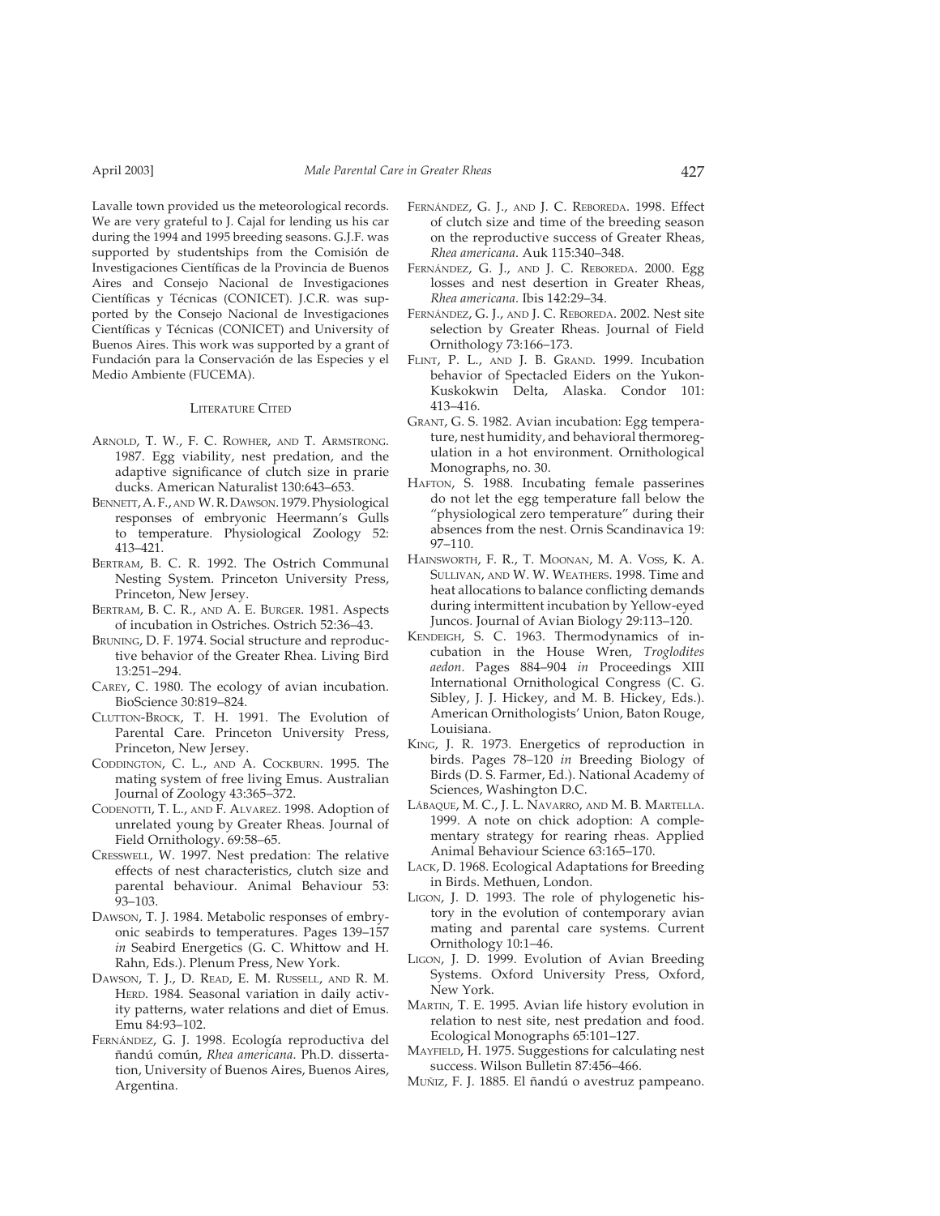Lavalle town provided us the meteorological records. We are very grateful to J. Cajal for lending us his car during the 1994 and 1995 breeding seasons. G.J.F. was supported by studentships from the Comisión de Investigaciones Científicas de la Provincia de Buenos Aires and Consejo Nacional de Investigaciones Científicas y Técnicas (CONICET). J.C.R. was supported by the Consejo Nacional de Investigaciones Científicas y Técnicas (CONICET) and University of Buenos Aires. This work was supported by a grant of Fundación para la Conservación de las Especies y el Medio Ambiente (FUCEMA).

## Literature Cited

Arnold, T. W., F. C. Rowher, and T. Armstrong. 1987. Egg viability, nest predation, and the adaptive significance of clutch size in prarie ducks. American Naturalist 130:643–653.

Bennett, A. F., and W. R. Dawson. 1979. Physiological responses of embryonic Heermann's Gulls to temperature. Physiological Zoology 52: 413–421.

Bertram, B. C. R. 1992. The Ostrich Communal Nesting System. Princeton University Press, Princeton, New Jersey.

Bertram, B. C. R., and A. E. Burger. 1981. Aspects of incubation in Ostriches. Ostrich 52:36–43.

Bruning, D. F. 1974. Social structure and reproductive behavior of the Greater Rhea. Living Bird 13:251–294.

Carey, C. 1980. The ecology of avian incubation. BioScience 30:819–824.

Clutton-Brock, T. H. 1991. The Evolution of Parental Care. Princeton University Press, Princeton, New Jersey.

Coddington, C. L., and A. Cockburn. 1995. The mating system of free living Emus. Australian Journal of Zoology 43:365–372.

Codenotti, T. L., and F. Alvarez. 1998. Adoption of unrelated young by Greater Rheas. Journal of Field Ornithology. 69:58–65.

Cresswell, W. 1997. Nest predation: The relative effects of nest characteristics, clutch size and parental behaviour. Animal Behaviour 53: 93–103.

Dawson, T. J. 1984. Metabolic responses of embryonic seabirds to temperatures. Pages 139–157 *in* Seabird Energetics (G. C. Whittow and H. Rahn, Eds.). Plenum Press, New York.

Dawson, T. J., D. Read, E. M. Russell, and R. M. Herd. 1984. Seasonal variation in daily activity patterns, water relations and diet of Emus. Emu 84:93–102.

Fernández, G. J. 1998. Ecología reproductiva del ñandú común, *Rhea americana*. Ph.D. dissertation, University of Buenos Aires, Buenos Aires, Argentina.

Fernández, G. J., and J. C. Reboreda. 1998. Effect of clutch size and time of the breeding season on the reproductive success of Greater Rheas, *Rhea americana*. Auk 115:340–348.

Fernández, G. J., and J. C. Reboreda. 2000. Egg losses and nest desertion in Greater Rheas, *Rhea americana*. Ibis 142:29–34.

Fernández, G. J., and J. C. Reboreda. 2002. Nest site selection by Greater Rheas. Journal of Field Ornithology 73:166–173.

Flint, P. L., and J. B. Grand. 1999. Incubation behavior of Spectacled Eiders on the Yukon-Kuskokwin Delta, Alaska. Condor 101: 413–416.

Grant, G. S. 1982. Avian incubation: Egg temperature, nest humidity, and behavioral thermoregulation in a hot environment. Ornithological Monographs, no. 30.

Hafton, S. 1988. Incubating female passerines do not let the egg temperature fall below the "physiological zero temperature" during their absences from the nest. Ornis Scandinavica 19: 97–110.

Hainsworth, F. R., T. Moonan, M. A. Voss, K. A. Sullivan, and W. W. Weathers. 1998. Time and heat allocations to balance conflicting demands during intermittent incubation by Yellow-eyed Juncos. Journal of Avian Biology 29:113–120.

Kendeigh, S. C. 1963. Thermodynamics of incubation in the House Wren, *Troglodites aedon*. Pages 884–904 *in* Proceedings XIII International Ornithological Congress (C. G. Sibley, J. J. Hickey, and M. B. Hickey, Eds.). American Ornithologists' Union, Baton Rouge, Louisiana.

King, J. R. 1973. Energetics of reproduction in birds. Pages 78–120 *in* Breeding Biology of Birds (D. S. Farmer, Ed.). National Academy of Sciences, Washington D.C.

Lábaque, M. C., J. L. Navarro, and M. B. Martella. 1999. A note on chick adoption: A complementary strategy for rearing rheas. Applied Animal Behaviour Science 63:165–170.

Lack, D. 1968. Ecological Adaptations for Breeding in Birds. Methuen, London.

Ligon, J. D. 1993. The role of phylogenetic history in the evolution of contemporary avian mating and parental care systems. Current Ornithology 10:1–46.

Ligon, J. D. 1999. Evolution of Avian Breeding Systems. Oxford University Press, Oxford, New York.

Martin, T. E. 1995. Avian life history evolution in relation to nest site, nest predation and food. Ecological Monographs 65:101–127.

Mayfield, H. 1975. Suggestions for calculating nest success. Wilson Bulletin 87:456–466.

Muñiz, F. J. 1885. El ñandú o avestruz pampeano.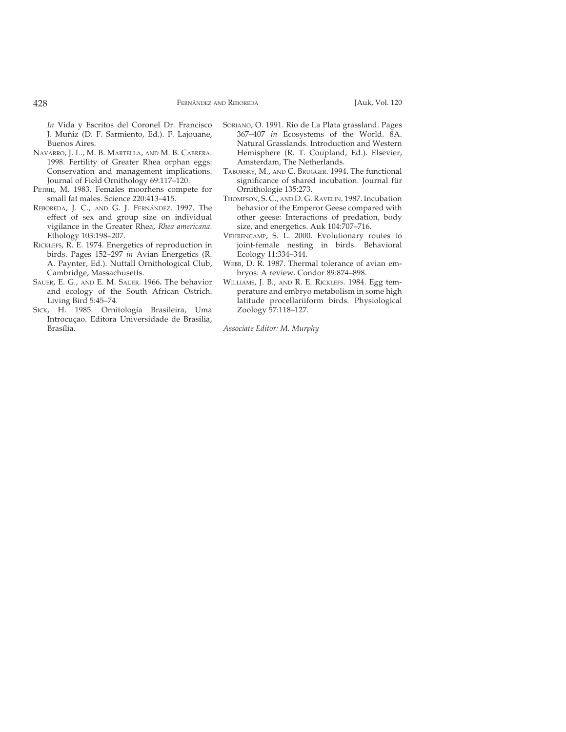*In* Vida y Escritos del Coronel Dr. Francisco J. Muñiz (D. F. Sarmiento, Ed.). F. Lajouane, Buenos Aires.

Navarro, J. L., M. B. Martella, and M. B. Cabrera. 1998. Fertility of Greater Rhea orphan eggs: Conservation and management implications. Journal of Field Ornithology 69:117–120.

Petrie, M. 1983. Females moorhens compete for small fat males. Science 220:413–415.

Reboreda, J. C., and G. J. Fernández. 1997. The effect of sex and group size on individual vigilance in the Greater Rhea, *Rhea americana*. Ethology 103:198–207.

Ricklefs, R. E. 1974. Energetics of reproduction in birds. Pages 152–297 *in* Avian Energetics (R. A. Paynter, Ed.). Nuttall Ornithological Club, Cambridge, Massachusetts.

Sauer, E. G., and E. M. Sauer. 1966**.** The behavior and ecology of the South African Ostrich. Living Bird 5:45–74.

Sick, H. 1985. Ornitología Brasileira, Uma Introcuçao. Editora Universidade de Brasilia, Brasília.

Soriano, O. 1991. Rio de La Plata grassland. Pages 367–407 *in* Ecosystems of the World. 8A. Natural Grasslands. Introduction and Western Hemisphere (R. T. Coupland, Ed.). Elsevier, Amsterdam, The Netherlands.

Taborsky, M., and C. Brugger. 1994. The functional significance of shared incubation. Journal für Ornithologie 135:273.

Thompson, S. C., and D. G. Ravelin. 1987. Incubation behavior of the Emperor Geese compared with other geese: Interactions of predation, body size, and energetics. Auk 104:707–716.

Vehrencamp, S. L. 2000. Evolutionary routes to joint-female nesting in birds. Behavioral Ecology 11:334–344.

Webb, D. R. 1987. Thermal tolerance of avian embryos: A review. Condor 89:874–898.

Williams, J. B., and R. E. Ricklefs. 1984. Egg temperature and embryo metabolism in some high latitude procellariiform birds. Physiological Zoology 57:118–127.

*Associate Editor: M. Murphy*